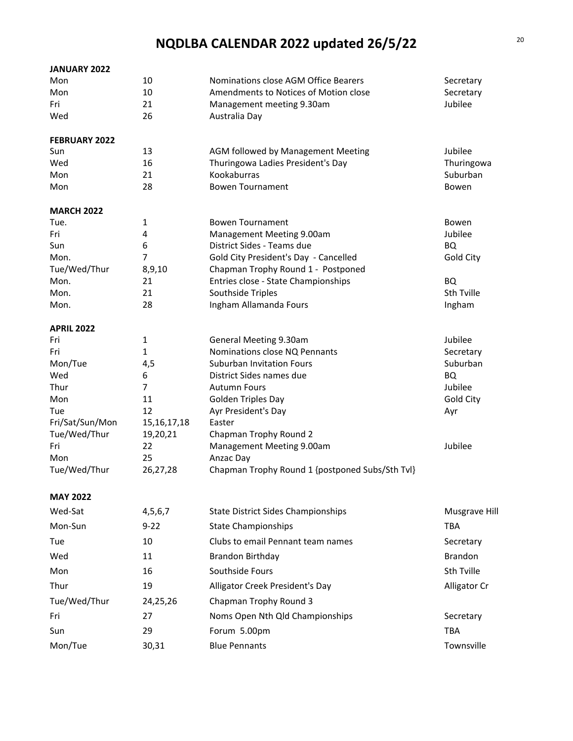# NQDLBA CALENDAR 2022 updated 26/5/22

| | | | |
|---|---|---|---|
| **JANUARY 2022** | | | |
| Mon | 10 | Nominations close AGM Office Bearers | Secretary |
| Mon | 10 | Amendments to Notices of Motion close | Secretary |
| Fri | 21 | Management meeting 9.30am | Jubilee |
| Wed | 26 | Australia Day | |
| **FEBRUARY 2022** | | | |
| Sun | 13 | AGM followed by Management Meeting | Jubilee |
| Wed | 16 | Thuringowa Ladies President's Day | Thuringowa |
| Mon | 21 | Kookaburras | Suburban |
| Mon | 28 | Bowen Tournament | Bowen |
| **MARCH 2022** | | | |
| Tue. | 1 | Bowen Tournament | Bowen |
| Fri | 4 | Management Meeting 9.00am | Jubilee |
| Sun | 6 | District Sides - Teams due | BQ |
| Mon. | 7 | Gold City President's Day - Cancelled | Gold City |
| Tue/Wed/Thur | 8,9,10 | Chapman Trophy Round 1 - Postponed | |
| Mon. | 21 | Entries close - State Championships | BQ |
| Mon. | 21 | Southside Triples | Sth Tville |
| Mon. | 28 | Ingham Allamanda Fours | Ingham |
| **APRIL 2022** | | | |
| Fri | 1 | General Meeting 9.30am | Jubilee |
| Fri | 1 | Nominations close NQ Pennants | Secretary |
| Mon/Tue | 4,5 | Suburban Invitation Fours | Suburban |
| Wed | 6 | District Sides names due | BQ |
| Thur | 7 | Autumn Fours | Jubilee |
| Mon | 11 | Golden Triples Day | Gold City |
| Tue | 12 | Ayr President's Day | Ayr |
| Fri/Sat/Sun/Mon | 15,16,17,18 | Easter | |
| Tue/Wed/Thur | 19,20,21 | Chapman Trophy Round 2 | |
| Fri | 22 | Management Meeting 9.00am | Jubilee |
| Mon | 25 | Anzac Day | |
| Tue/Wed/Thur | 26,27,28 | Chapman Trophy Round 1 {postponed Subs/Sth Tvl} | |
| **MAY 2022** | | | |
| Wed-Sat | 4,5,6,7 | State District Sides Championships | Musgrave Hill |
| Mon-Sun | 9-22 | State Championships | TBA |
| Tue | 10 | Clubs to email Pennant team names | Secretary |
| Wed | 11 | Brandon Birthday | Brandon |
| Mon | 16 | Southside Fours | Sth Tville |
| Thur | 19 | Alligator Creek President's Day | Alligator Cr |
| Tue/Wed/Thur | 24,25,26 | Chapman Trophy Round 3 | |
| Fri | 27 | Noms Open Nth Qld Championships | Secretary |
| Sun | 29 | Forum 5.00pm | TBA |
| Mon/Tue | 30,31 | Blue Pennants | Townsville |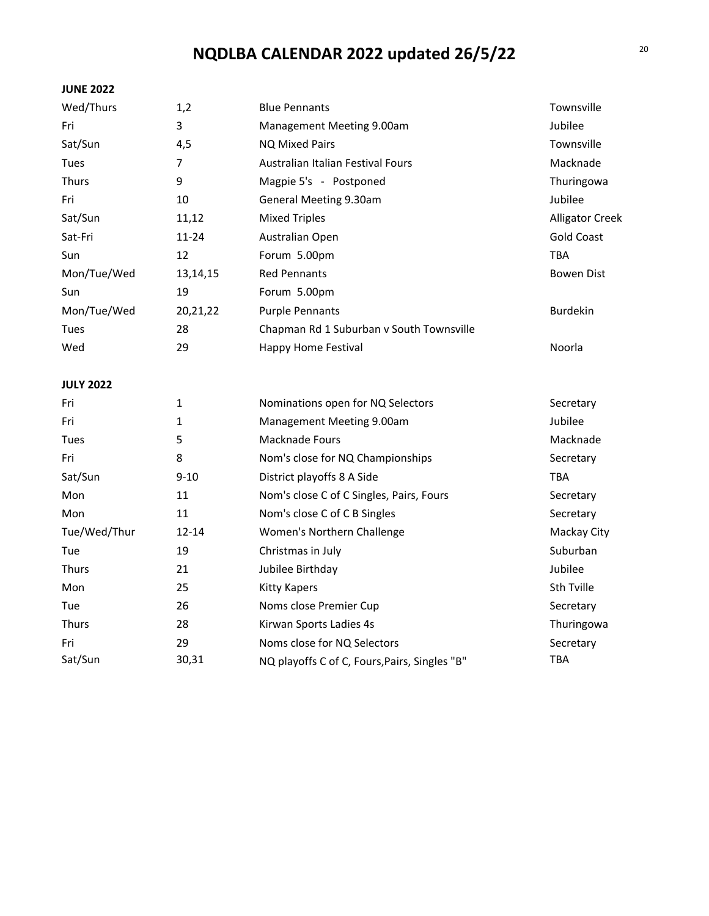# NQDLBA CALENDAR 2022 updated 26/5/22

**JUNE 2022**

| | | | |
|---|---|---|---|
| Wed/Thurs | 1,2 | Blue Pennants | Townsville |
| Fri | 3 | Management Meeting 9.00am | Jubilee |
| Sat/Sun | 4,5 | NQ Mixed Pairs | Townsville |
| Tues | 7 | Australian Italian Festival Fours | Macknade |
| Thurs | 9 | Magpie 5's - Postponed | Thuringowa |
| Fri | 10 | General Meeting 9.30am | Jubilee |
| Sat/Sun | 11,12 | Mixed Triples | Alligator Creek |
| Sat-Fri | 11-24 | Australian Open | Gold Coast |
| Sun | 12 | Forum 5.00pm | TBA |
| Mon/Tue/Wed | 13,14,15 | Red Pennants | Bowen Dist |
| Sun | 19 | Forum 5.00pm | |
| Mon/Tue/Wed | 20,21,22 | Purple Pennants | Burdekin |
| Tues | 28 | Chapman Rd 1 Suburban v South Townsville | |
| Wed | 29 | Happy Home Festival | Noorla |

**JULY 2022**

| | | | |
|---|---|---|---|
| Fri | 1 | Nominations open for NQ Selectors | Secretary |
| Fri | 1 | Management Meeting 9.00am | Jubilee |
| Tues | 5 | Macknade Fours | Macknade |
| Fri | 8 | Nom's close for NQ Championships | Secretary |
| Sat/Sun | 9-10 | District playoffs 8 A Side | TBA |
| Mon | 11 | Nom's close C of C Singles, Pairs, Fours | Secretary |
| Mon | 11 | Nom's close C of C B Singles | Secretary |
| Tue/Wed/Thur | 12-14 | Women's Northern Challenge | Mackay City |
| Tue | 19 | Christmas in July | Suburban |
| Thurs | 21 | Jubilee Birthday | Jubilee |
| Mon | 25 | Kitty Kapers | Sth Tville |
| Tue | 26 | Noms close Premier Cup | Secretary |
| Thurs | 28 | Kirwan Sports Ladies 4s | Thuringowa |
| Fri | 29 | Noms close for NQ Selectors | Secretary |
| Sat/Sun | 30,31 | NQ playoffs C of C, Fours,Pairs, Singles "B" | TBA |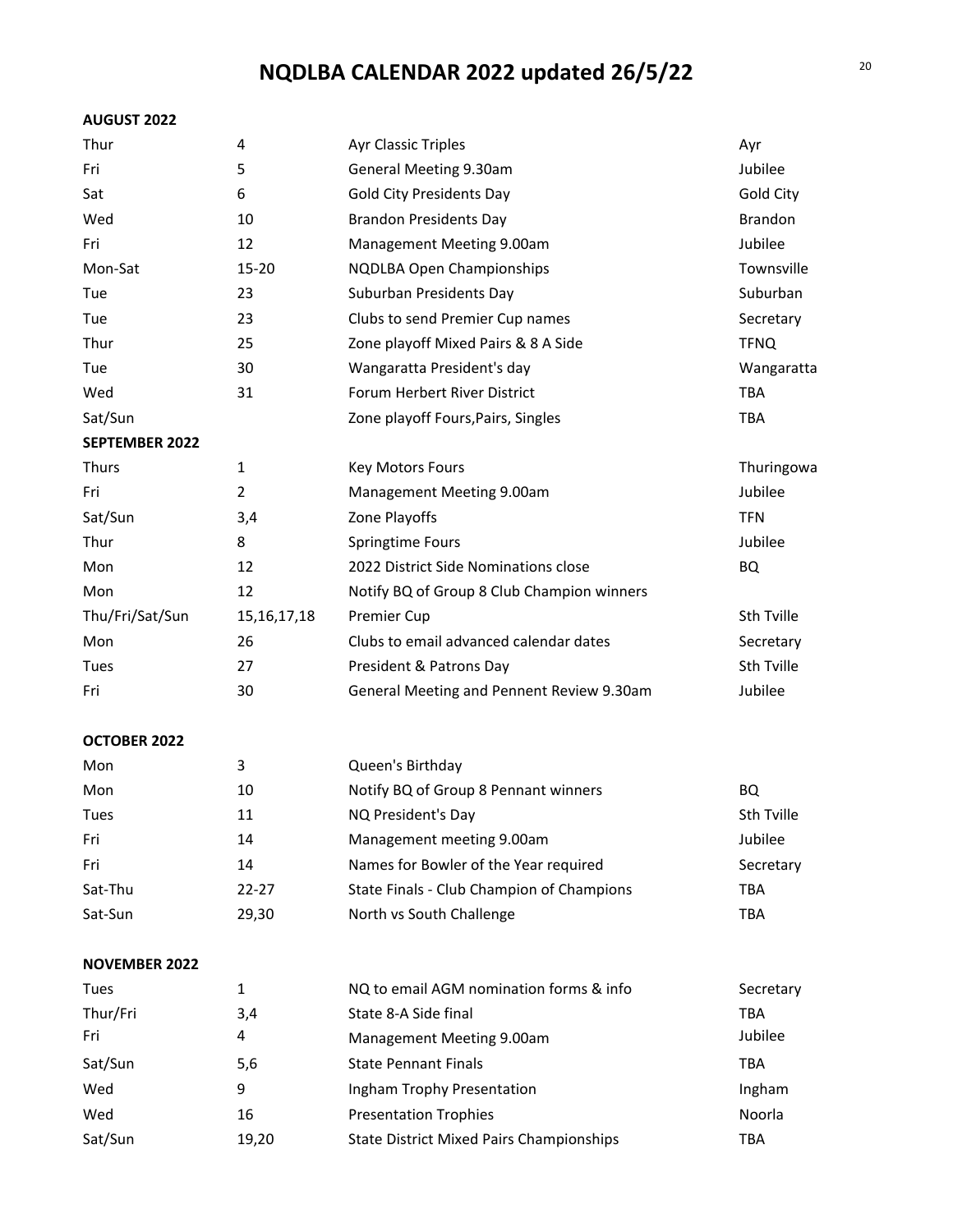# NQDLBA CALENDAR 2022 updated 26/5/22

**AUGUST 2022**

| | | | |
|---|---|---|---|
| Thur | 4 | Ayr Classic Triples | Ayr |
| Fri | 5 | General Meeting 9.30am | Jubilee |
| Sat | 6 | Gold City Presidents Day | Gold City |
| Wed | 10 | Brandon Presidents Day | Brandon |
| Fri | 12 | Management Meeting 9.00am | Jubilee |
| Mon-Sat | 15-20 | NQDLBA Open Championships | Townsville |
| Tue | 23 | Suburban Presidents Day | Suburban |
| Tue | 23 | Clubs to send Premier Cup names | Secretary |
| Thur | 25 | Zone playoff Mixed Pairs & 8 A Side | TFNQ |
| Tue | 30 | Wangaratta President's day | Wangaratta |
| Wed | 31 | Forum Herbert River District | TBA |
| Sat/Sun | | Zone playoff Fours,Pairs, Singles | TBA |

**SEPTEMBER 2022**

| | | | |
|---|---|---|---|
| Thurs | 1 | Key Motors Fours | Thuringowa |
| Fri | 2 | Management Meeting 9.00am | Jubilee |
| Sat/Sun | 3,4 | Zone Playoffs | TFN |
| Thur | 8 | Springtime Fours | Jubilee |
| Mon | 12 | 2022 District Side Nominations close | BQ |
| Mon | 12 | Notify BQ of Group 8 Club Champion winners | |
| Thu/Fri/Sat/Sun | 15,16,17,18 | Premier Cup | Sth Tville |
| Mon | 26 | Clubs to email advanced calendar dates | Secretary |
| Tues | 27 | President & Patrons Day | Sth Tville |
| Fri | 30 | General Meeting and Pennent Review 9.30am | Jubilee |

**OCTOBER 2022**

| | | | |
|---|---|---|---|
| Mon | 3 | Queen's Birthday | |
| Mon | 10 | Notify BQ of Group 8 Pennant winners | BQ |
| Tues | 11 | NQ President's Day | Sth Tville |
| Fri | 14 | Management meeting 9.00am | Jubilee |
| Fri | 14 | Names for Bowler of the Year required | Secretary |
| Sat-Thu | 22-27 | State Finals - Club Champion of Champions | TBA |
| Sat-Sun | 29,30 | North vs South Challenge | TBA |

**NOVEMBER 2022**

| | | | |
|---|---|---|---|
| Tues | 1 | NQ to email AGM nomination forms & info | Secretary |
| Thur/Fri | 3,4 | State 8-A Side final | TBA |
| Fri | 4 | Management Meeting 9.00am | Jubilee |
| Sat/Sun | 5,6 | State Pennant Finals | TBA |
| Wed | 9 | Ingham Trophy Presentation | Ingham |
| Wed | 16 | Presentation Trophies | Noorla |
| Sat/Sun | 19,20 | State District Mixed Pairs Championships | TBA |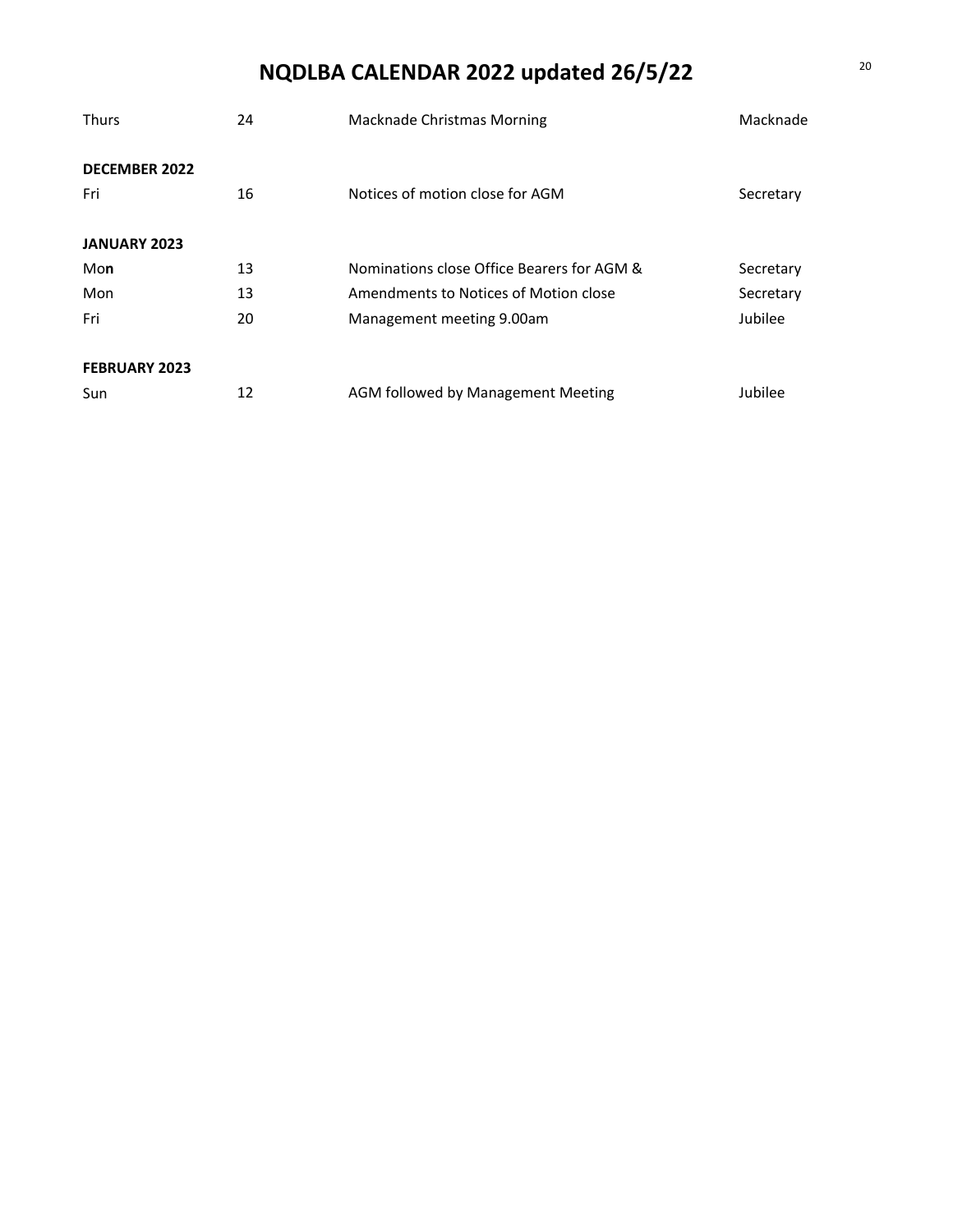# NQDLBA CALENDAR 2022 updated 26/5/22

| | | | |
|---|---|---|---|
| Thurs | 24 | Macknade Christmas Morning | Macknade |
| **DECEMBER 2022** | | | |
| Fri | 16 | Notices of motion close for AGM | Secretary |
| **JANUARY 2023** | | | |
| Mo**n** | 13 | Nominations close Office Bearers for AGM & | Secretary |
| Mon | 13 | Amendments to Notices of Motion close | Secretary |
| Fri | 20 | Management meeting 9.00am | Jubilee |
| **FEBRUARY 2023** | | | |
| Sun | 12 | AGM followed by Management Meeting | Jubilee |